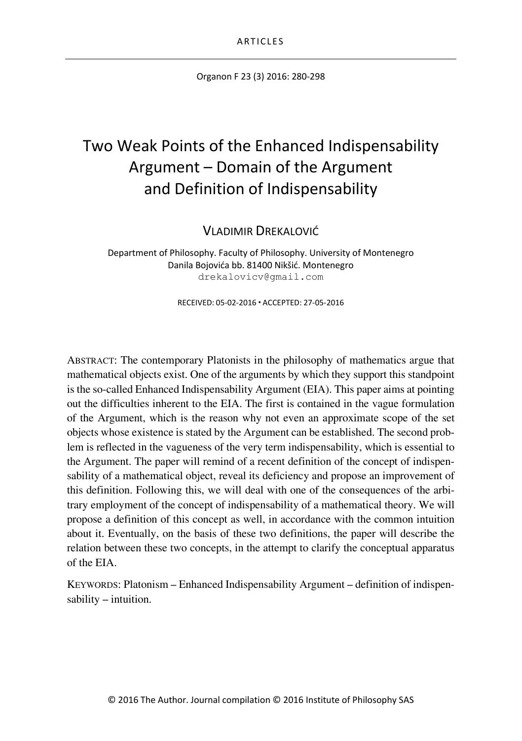ARTICLES

# Two Weak Points of the Enhanced Indispensability Argument – Domain of the Argument and Definition of Indispensability

VLADIMIR DREKALOVIĆ

Department of Philosophy. Faculty of Philosophy. University of Montenegro
Danila Bojovića bb. 81400 Nikšić. Montenegro
drekalovicv@gmail.com

RECEIVED: 05-02-2016 ▪ ACCEPTED: 27-05-2016

ABSTRACT: The contemporary Platonists in the philosophy of mathematics argue that mathematical objects exist. One of the arguments by which they support this standpoint is the so-called Enhanced Indispensability Argument (EIA). This paper aims at pointing out the difficulties inherent to the EIA. The first is contained in the vague formulation of the Argument, which is the reason why not even an approximate scope of the set objects whose existence is stated by the Argument can be established. The second problem is reflected in the vagueness of the very term indispensability, which is essential to the Argument. The paper will remind of a recent definition of the concept of indispensability of a mathematical object, reveal its deficiency and propose an improvement of this definition. Following this, we will deal with one of the consequences of the arbitrary employment of the concept of indispensability of a mathematical theory. We will propose a definition of this concept as well, in accordance with the common intuition about it. Eventually, on the basis of these two definitions, the paper will describe the relation between these two concepts, in the attempt to clarify the conceptual apparatus of the EIA.

KEYWORDS: Platonism – Enhanced Indispensability Argument – definition of indispensability – intuition.

© 2016 The Author. Journal compilation © 2016 Institute of Philosophy SAS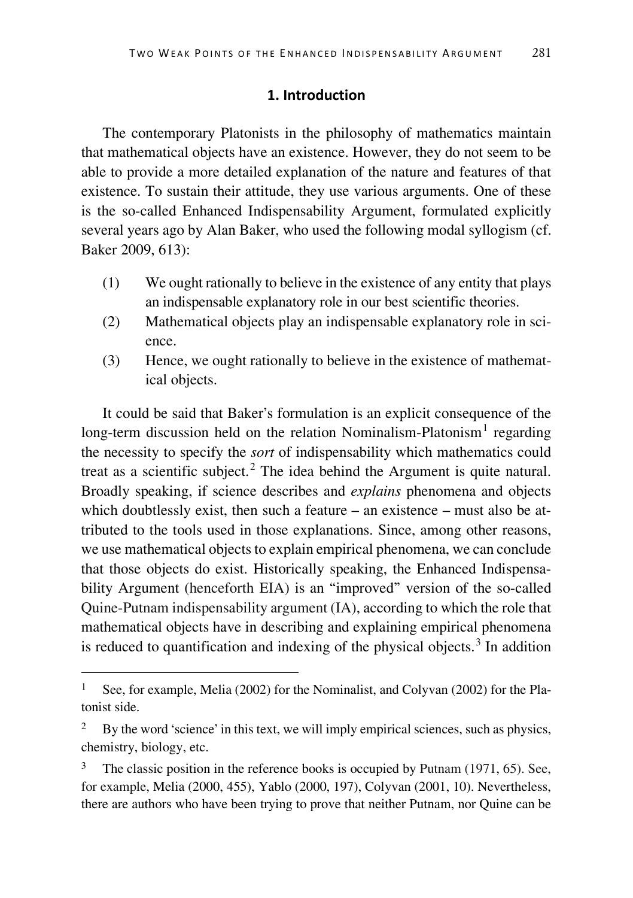## 1. Introduction

The contemporary Platonists in the philosophy of mathematics maintain that mathematical objects have an existence. However, they do not seem to be able to provide a more detailed explanation of the nature and features of that existence. To sustain their attitude, they use various arguments. One of these is the so-called Enhanced Indispensability Argument, formulated explicitly several years ago by Alan Baker, who used the following modal syllogism (cf. Baker 2009, 613):

(1) We ought rationally to believe in the existence of any entity that plays an indispensable explanatory role in our best scientific theories.

(2) Mathematical objects play an indispensable explanatory role in science.

(3) Hence, we ought rationally to believe in the existence of mathematical objects.

It could be said that Baker's formulation is an explicit consequence of the long-term discussion held on the relation Nominalism-Platonism[1] regarding the necessity to specify the *sort* of indispensability which mathematics could treat as a scientific subject.[2] The idea behind the Argument is quite natural. Broadly speaking, if science describes and *explains* phenomena and objects which doubtlessly exist, then such a feature – an existence – must also be attributed to the tools used in those explanations. Since, among other reasons, we use mathematical objects to explain empirical phenomena, we can conclude that those objects do exist. Historically speaking, the Enhanced Indispensability Argument (henceforth EIA) is an "improved" version of the so-called Quine-Putnam indispensability argument (IA), according to which the role that mathematical objects have in describing and explaining empirical phenomena is reduced to quantification and indexing of the physical objects.[3] In addition

---

[1] See, for example, Melia (2002) for the Nominalist, and Colyvan (2002) for the Platonist side.

[2] By the word 'science' in this text, we will imply empirical sciences, such as physics, chemistry, biology, etc.

[3] The classic position in the reference books is occupied by Putnam (1971, 65). See, for example, Melia (2000, 455), Yablo (2000, 197), Colyvan (2001, 10). Nevertheless, there are authors who have been trying to prove that neither Putnam, nor Quine can be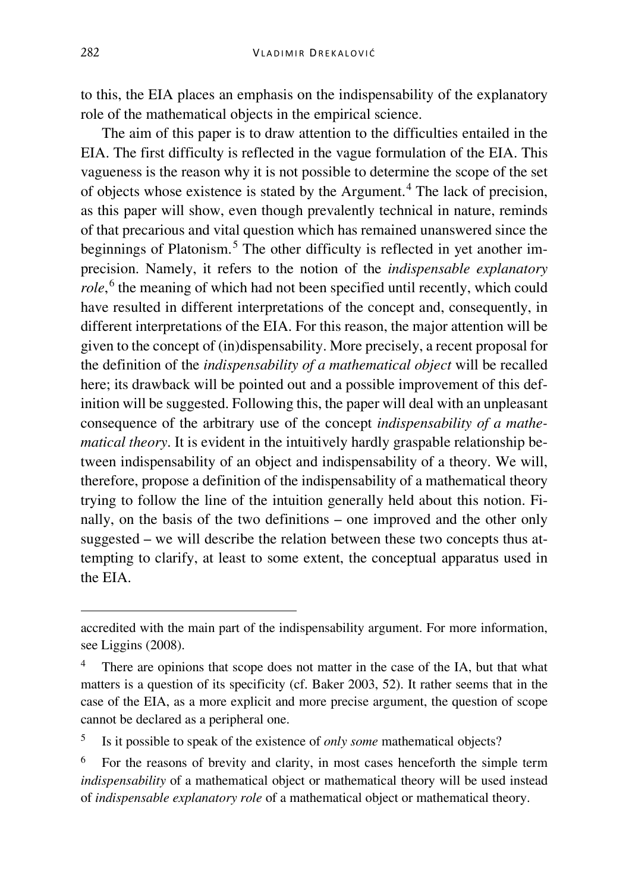to this, the EIA places an emphasis on the indispensability of the explanatory role of the mathematical objects in the empirical science.

The aim of this paper is to draw attention to the difficulties entailed in the EIA. The first difficulty is reflected in the vague formulation of the EIA. This vagueness is the reason why it is not possible to determine the scope of the set of objects whose existence is stated by the Argument.[4] The lack of precision, as this paper will show, even though prevalently technical in nature, reminds of that precarious and vital question which has remained unanswered since the beginnings of Platonism.[5] The other difficulty is reflected in yet another imprecision. Namely, it refers to the notion of the *indispensable explanatory role*,[6] the meaning of which had not been specified until recently, which could have resulted in different interpretations of the concept and, consequently, in different interpretations of the EIA. For this reason, the major attention will be given to the concept of (in)dispensability. More precisely, a recent proposal for the definition of the *indispensability of a mathematical object* will be recalled here; its drawback will be pointed out and a possible improvement of this definition will be suggested. Following this, the paper will deal with an unpleasant consequence of the arbitrary use of the concept *indispensability of a mathematical theory*. It is evident in the intuitively hardly graspable relationship between indispensability of an object and indispensability of a theory. We will, therefore, propose a definition of the indispensability of a mathematical theory trying to follow the line of the intuition generally held about this notion. Finally, on the basis of the two definitions – one improved and the other only suggested – we will describe the relation between these two concepts thus attempting to clarify, at least to some extent, the conceptual apparatus used in the EIA.

---

accredited with the main part of the indispensability argument. For more information, see Liggins (2008).

[4] There are opinions that scope does not matter in the case of the IA, but that what matters is a question of its specificity (cf. Baker 2003, 52). It rather seems that in the case of the EIA, as a more explicit and more precise argument, the question of scope cannot be declared as a peripheral one.

[5] Is it possible to speak of the existence of *only some* mathematical objects?

[6] For the reasons of brevity and clarity, in most cases henceforth the simple term *indispensability* of a mathematical object or mathematical theory will be used instead of *indispensable explanatory role* of a mathematical object or mathematical theory.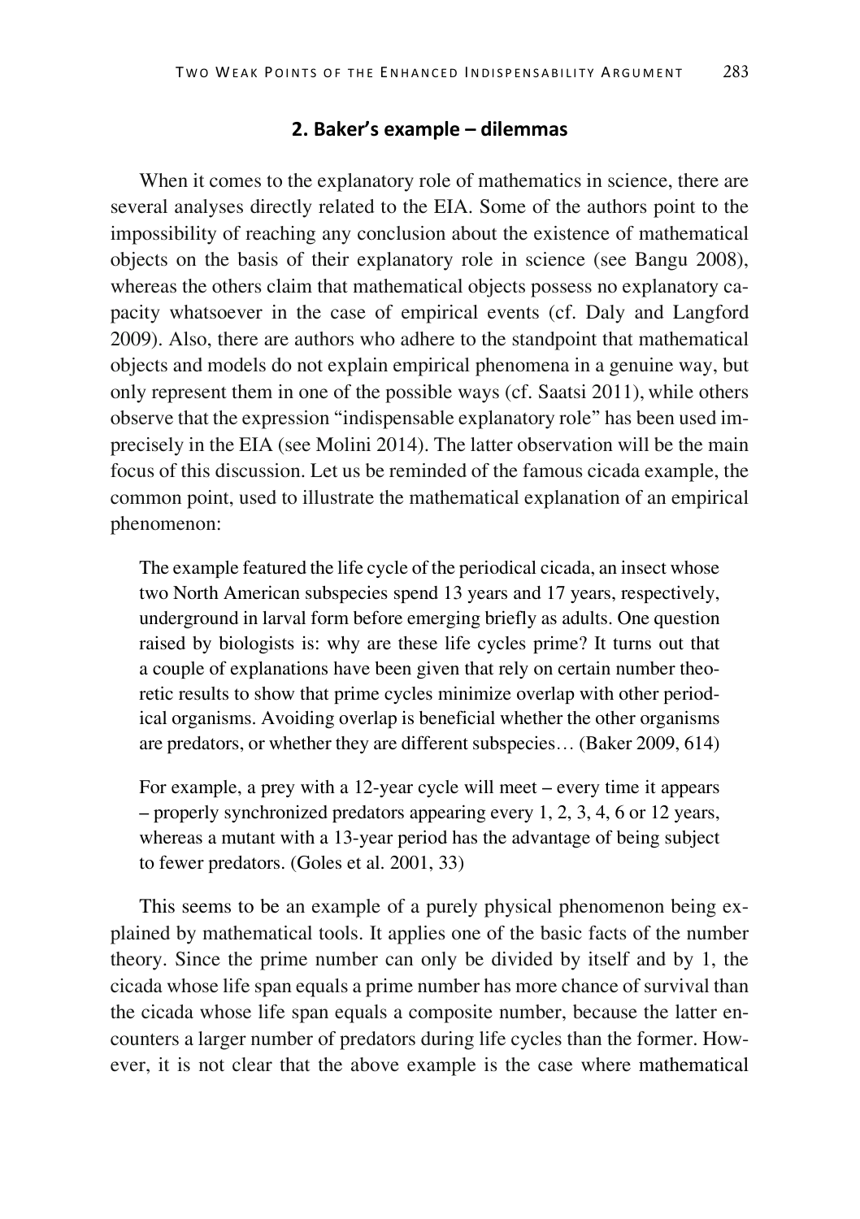## 2. Baker's example – dilemmas

When it comes to the explanatory role of mathematics in science, there are several analyses directly related to the EIA. Some of the authors point to the impossibility of reaching any conclusion about the existence of mathematical objects on the basis of their explanatory role in science (see Bangu 2008), whereas the others claim that mathematical objects possess no explanatory capacity whatsoever in the case of empirical events (cf. Daly and Langford 2009). Also, there are authors who adhere to the standpoint that mathematical objects and models do not explain empirical phenomena in a genuine way, but only represent them in one of the possible ways (cf. Saatsi 2011), while others observe that the expression "indispensable explanatory role" has been used imprecisely in the EIA (see Molini 2014). The latter observation will be the main focus of this discussion. Let us be reminded of the famous cicada example, the common point, used to illustrate the mathematical explanation of an empirical phenomenon:

> The example featured the life cycle of the periodical cicada, an insect whose two North American subspecies spend 13 years and 17 years, respectively, underground in larval form before emerging briefly as adults. One question raised by biologists is: why are these life cycles prime? It turns out that a couple of explanations have been given that rely on certain number theoretic results to show that prime cycles minimize overlap with other periodical organisms. Avoiding overlap is beneficial whether the other organisms are predators, or whether they are different subspecies… (Baker 2009, 614)

> For example, a prey with a 12-year cycle will meet – every time it appears – properly synchronized predators appearing every 1, 2, 3, 4, 6 or 12 years, whereas a mutant with a 13-year period has the advantage of being subject to fewer predators. (Goles et al. 2001, 33)

This seems to be an example of a purely physical phenomenon being explained by mathematical tools. It applies one of the basic facts of the number theory. Since the prime number can only be divided by itself and by 1, the cicada whose life span equals a prime number has more chance of survival than the cicada whose life span equals a composite number, because the latter encounters a larger number of predators during life cycles than the former. However, it is not clear that the above example is the case where mathematical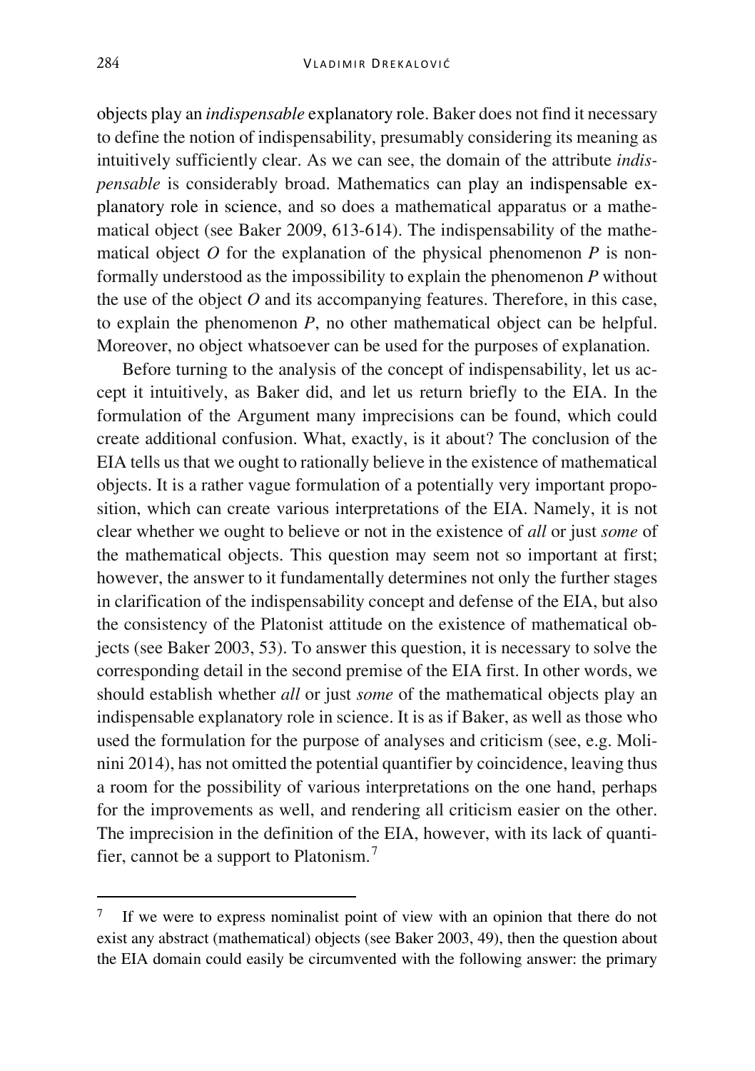objects play an *indispensable* explanatory role. Baker does not find it necessary to define the notion of indispensability, presumably considering its meaning as intuitively sufficiently clear. As we can see, the domain of the attribute *indispensable* is considerably broad. Mathematics can play an indispensable explanatory role in science, and so does a mathematical apparatus or a mathematical object (see Baker 2009, 613-614). The indispensability of the mathematical object $O$ for the explanation of the physical phenomenon $P$ is nonformally understood as the impossibility to explain the phenomenon $P$ without the use of the object $O$ and its accompanying features. Therefore, in this case, to explain the phenomenon $P$, no other mathematical object can be helpful. Moreover, no object whatsoever can be used for the purposes of explanation.

Before turning to the analysis of the concept of indispensability, let us accept it intuitively, as Baker did, and let us return briefly to the EIA. In the formulation of the Argument many imprecisions can be found, which could create additional confusion. What, exactly, is it about? The conclusion of the EIA tells us that we ought to rationally believe in the existence of mathematical objects. It is a rather vague formulation of a potentially very important proposition, which can create various interpretations of the EIA. Namely, it is not clear whether we ought to believe or not in the existence of *all* or just *some* of the mathematical objects. This question may seem not so important at first; however, the answer to it fundamentally determines not only the further stages in clarification of the indispensability concept and defense of the EIA, but also the consistency of the Platonist attitude on the existence of mathematical objects (see Baker 2003, 53). To answer this question, it is necessary to solve the corresponding detail in the second premise of the EIA first. In other words, we should establish whether *all* or just *some* of the mathematical objects play an indispensable explanatory role in science. It is as if Baker, as well as those who used the formulation for the purpose of analyses and criticism (see, e.g. Molinini 2014), has not omitted the potential quantifier by coincidence, leaving thus a room for the possibility of various interpretations on the one hand, perhaps for the improvements as well, and rendering all criticism easier on the other. The imprecision in the definition of the EIA, however, with its lack of quantifier, cannot be a support to Platonism.[7]

[7] If we were to express nominalist point of view with an opinion that there do not exist any abstract (mathematical) objects (see Baker 2003, 49), then the question about the EIA domain could easily be circumvented with the following answer: the primary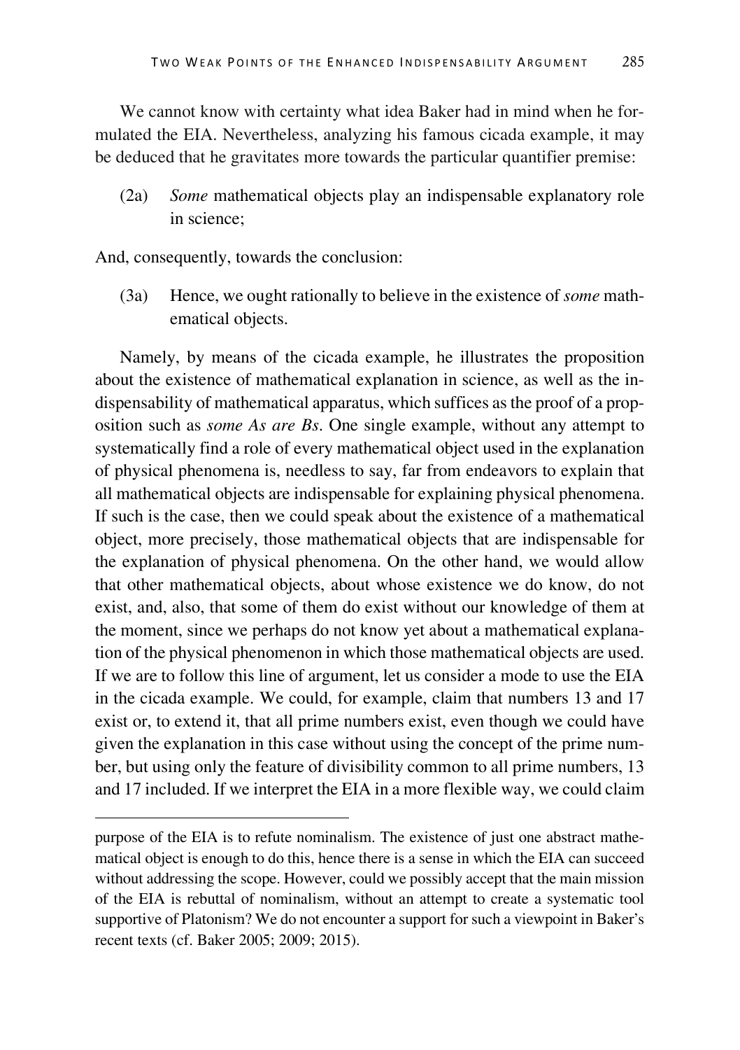We cannot know with certainty what idea Baker had in mind when he formulated the EIA. Nevertheless, analyzing his famous cicada example, it may be deduced that he gravitates more towards the particular quantifier premise:

(2a) *Some* mathematical objects play an indispensable explanatory role in science;

And, consequently, towards the conclusion:

(3a) Hence, we ought rationally to believe in the existence of *some* mathematical objects.

Namely, by means of the cicada example, he illustrates the proposition about the existence of mathematical explanation in science, as well as the indispensability of mathematical apparatus, which suffices as the proof of a proposition such as *some As are Bs*. One single example, without any attempt to systematically find a role of every mathematical object used in the explanation of physical phenomena is, needless to say, far from endeavors to explain that all mathematical objects are indispensable for explaining physical phenomena. If such is the case, then we could speak about the existence of a mathematical object, more precisely, those mathematical objects that are indispensable for the explanation of physical phenomena. On the other hand, we would allow that other mathematical objects, about whose existence we do know, do not exist, and, also, that some of them do exist without our knowledge of them at the moment, since we perhaps do not know yet about a mathematical explanation of the physical phenomenon in which those mathematical objects are used. If we are to follow this line of argument, let us consider a mode to use the EIA in the cicada example. We could, for example, claim that numbers 13 and 17 exist or, to extend it, that all prime numbers exist, even though we could have given the explanation in this case without using the concept of the prime number, but using only the feature of divisibility common to all prime numbers, 13 and 17 included. If we interpret the EIA in a more flexible way, we could claim

---

purpose of the EIA is to refute nominalism. The existence of just one abstract mathematical object is enough to do this, hence there is a sense in which the EIA can succeed without addressing the scope. However, could we possibly accept that the main mission of the EIA is rebuttal of nominalism, without an attempt to create a systematic tool supportive of Platonism? We do not encounter a support for such a viewpoint in Baker's recent texts (cf. Baker 2005; 2009; 2015).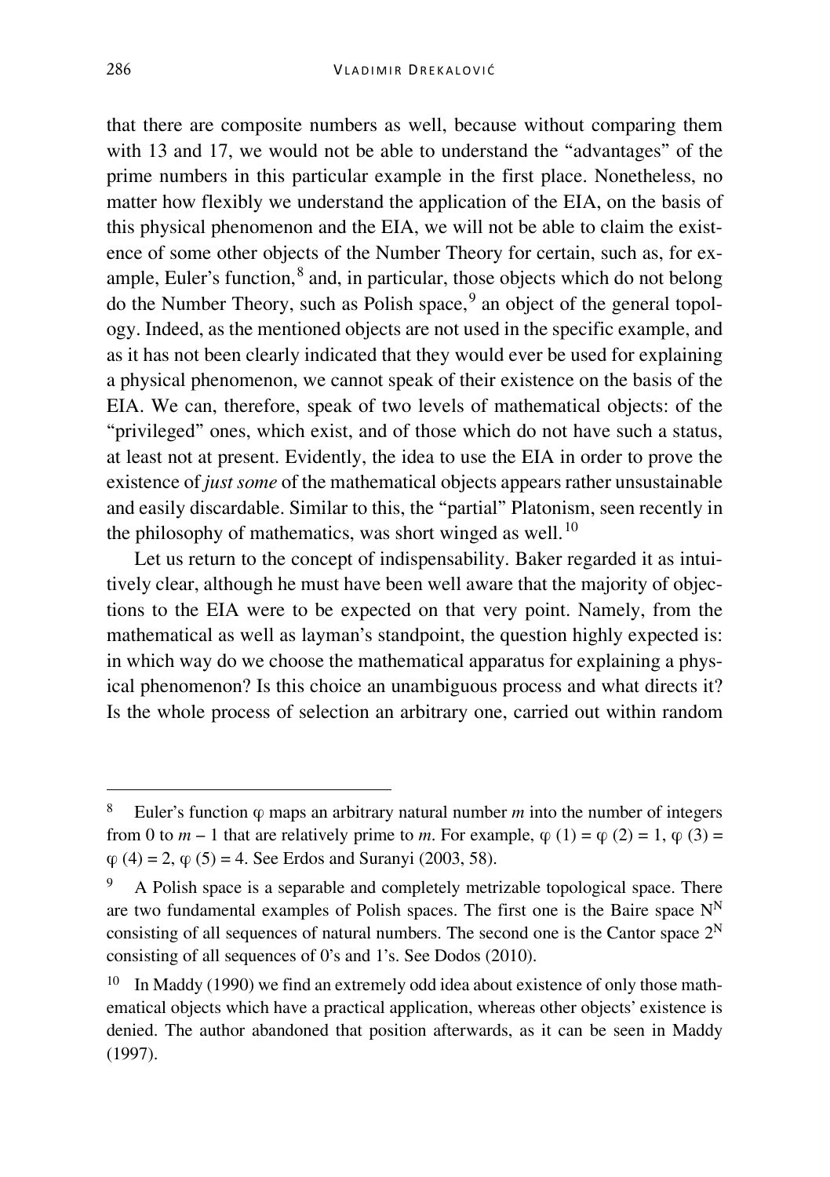that there are composite numbers as well, because without comparing them with 13 and 17, we would not be able to understand the "advantages" of the prime numbers in this particular example in the first place. Nonetheless, no matter how flexibly we understand the application of the EIA, on the basis of this physical phenomenon and the EIA, we will not be able to claim the existence of some other objects of the Number Theory for certain, such as, for example, Euler's function,[8] and, in particular, those objects which do not belong do the Number Theory, such as Polish space,[9] an object of the general topology. Indeed, as the mentioned objects are not used in the specific example, and as it has not been clearly indicated that they would ever be used for explaining a physical phenomenon, we cannot speak of their existence on the basis of the EIA. We can, therefore, speak of two levels of mathematical objects: of the "privileged" ones, which exist, and of those which do not have such a status, at least not at present. Evidently, the idea to use the EIA in order to prove the existence of *just some* of the mathematical objects appears rather unsustainable and easily discardable. Similar to this, the "partial" Platonism, seen recently in the philosophy of mathematics, was short winged as well.[10]

Let us return to the concept of indispensability. Baker regarded it as intuitively clear, although he must have been well aware that the majority of objections to the EIA were to be expected on that very point. Namely, from the mathematical as well as layman's standpoint, the question highly expected is: in which way do we choose the mathematical apparatus for explaining a physical phenomenon? Is this choice an unambiguous process and what directs it? Is the whole process of selection an arbitrary one, carried out within random

---

[8] Euler's function $\varphi$ maps an arbitrary natural number $m$ into the number of integers from 0 to $m - 1$ that are relatively prime to $m$. For example, $\varphi(1) = \varphi(2) = 1$, $\varphi(3) = \varphi(4) = 2$, $\varphi(5) = 4$. See Erdos and Suranyi (2003, 58).

[9] A Polish space is a separable and completely metrizable topological space. There are two fundamental examples of Polish spaces. The first one is the Baire space $N^N$ consisting of all sequences of natural numbers. The second one is the Cantor space $2^N$ consisting of all sequences of 0's and 1's. See Dodos (2010).

[10] In Maddy (1990) we find an extremely odd idea about existence of only those mathematical objects which have a practical application, whereas other objects' existence is denied. The author abandoned that position afterwards, as it can be seen in Maddy (1997).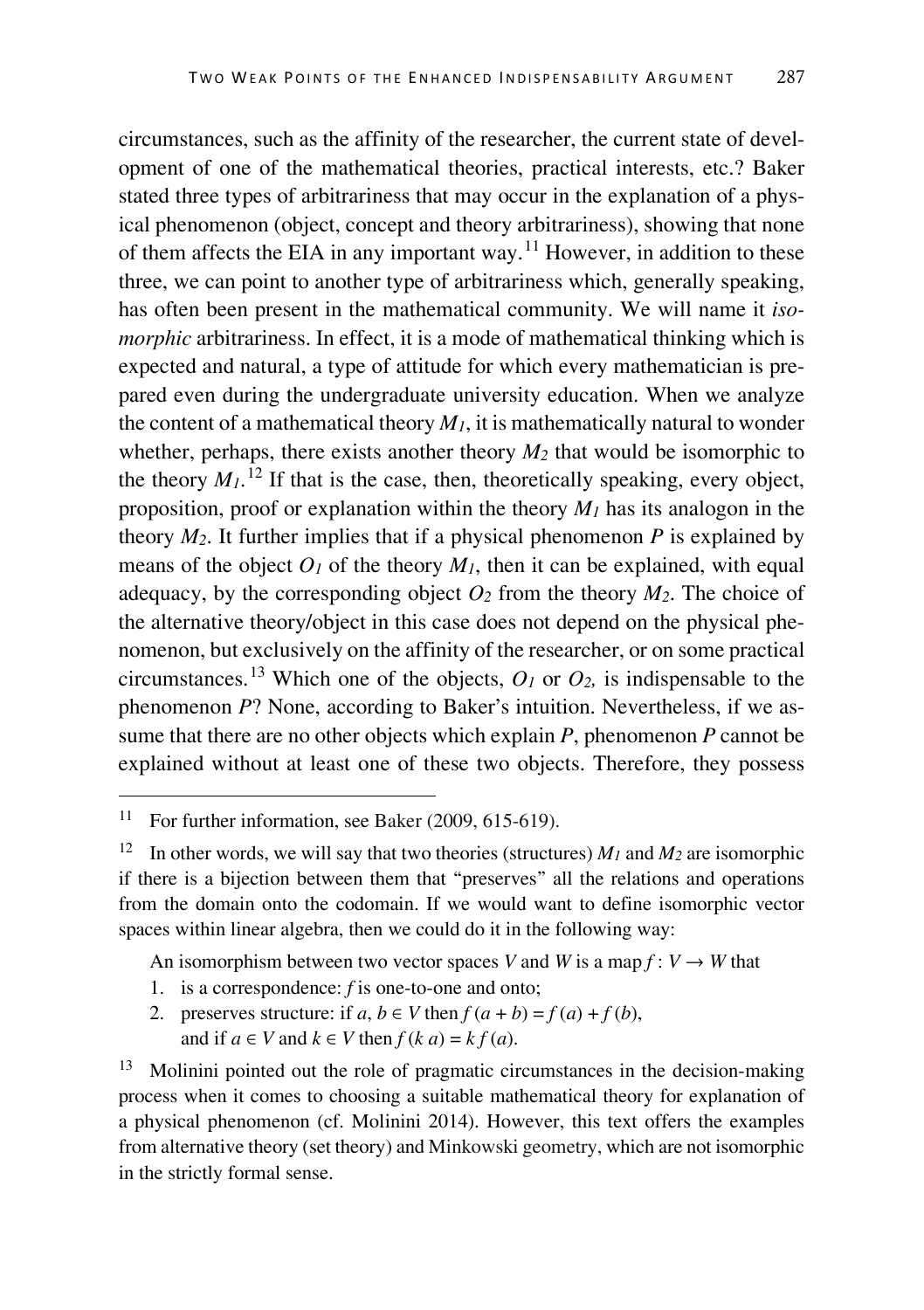circumstances, such as the affinity of the researcher, the current state of development of one of the mathematical theories, practical interests, etc.? Baker stated three types of arbitrariness that may occur in the explanation of a physical phenomenon (object, concept and theory arbitrariness), showing that none of them affects the EIA in any important way.[11] However, in addition to these three, we can point to another type of arbitrariness which, generally speaking, has often been present in the mathematical community. We will name it *isomorphic* arbitrariness. In effect, it is a mode of mathematical thinking which is expected and natural, a type of attitude for which every mathematician is prepared even during the undergraduate university education. When we analyze the content of a mathematical theory $M_1$, it is mathematically natural to wonder whether, perhaps, there exists another theory $M_2$ that would be isomorphic to the theory $M_1$.[12] If that is the case, then, theoretically speaking, every object, proposition, proof or explanation within the theory $M_1$ has its analogon in the theory $M_2$. It further implies that if a physical phenomenon $P$ is explained by means of the object $O_1$ of the theory $M_1$, then it can be explained, with equal adequacy, by the corresponding object $O_2$ from the theory $M_2$. The choice of the alternative theory/object in this case does not depend on the physical phenomenon, but exclusively on the affinity of the researcher, or on some practical circumstances.[13] Which one of the objects, $O_1$ or $O_2$, is indispensable to the phenomenon $P$? None, according to Baker's intuition. Nevertheless, if we assume that there are no other objects which explain $P$, phenomenon $P$ cannot be explained without at least one of these two objects. Therefore, they possess

---

[11] For further information, see Baker (2009, 615-619).

[12] In other words, we will say that two theories (structures) $M_1$ and $M_2$ are isomorphic if there is a bijection between them that "preserves" all the relations and operations from the domain onto the codomain. If we would want to define isomorphic vector spaces within linear algebra, then we could do it in the following way:

An isomorphism between two vector spaces $V$ and $W$ is a map $f : V \to W$ that

1. is a correspondence: $f$ is one-to-one and onto;
2. preserves structure: if $a, b \in V$ then $f(a + b) = f(a) + f(b)$, and if $a \in V$ and $k \in V$ then $f(k\,a) = k\,f(a)$.

[13] Molinini pointed out the role of pragmatic circumstances in the decision-making process when it comes to choosing a suitable mathematical theory for explanation of a physical phenomenon (cf. Molinini 2014). However, this text offers the examples from alternative theory (set theory) and Minkowski geometry, which are not isomorphic in the strictly formal sense.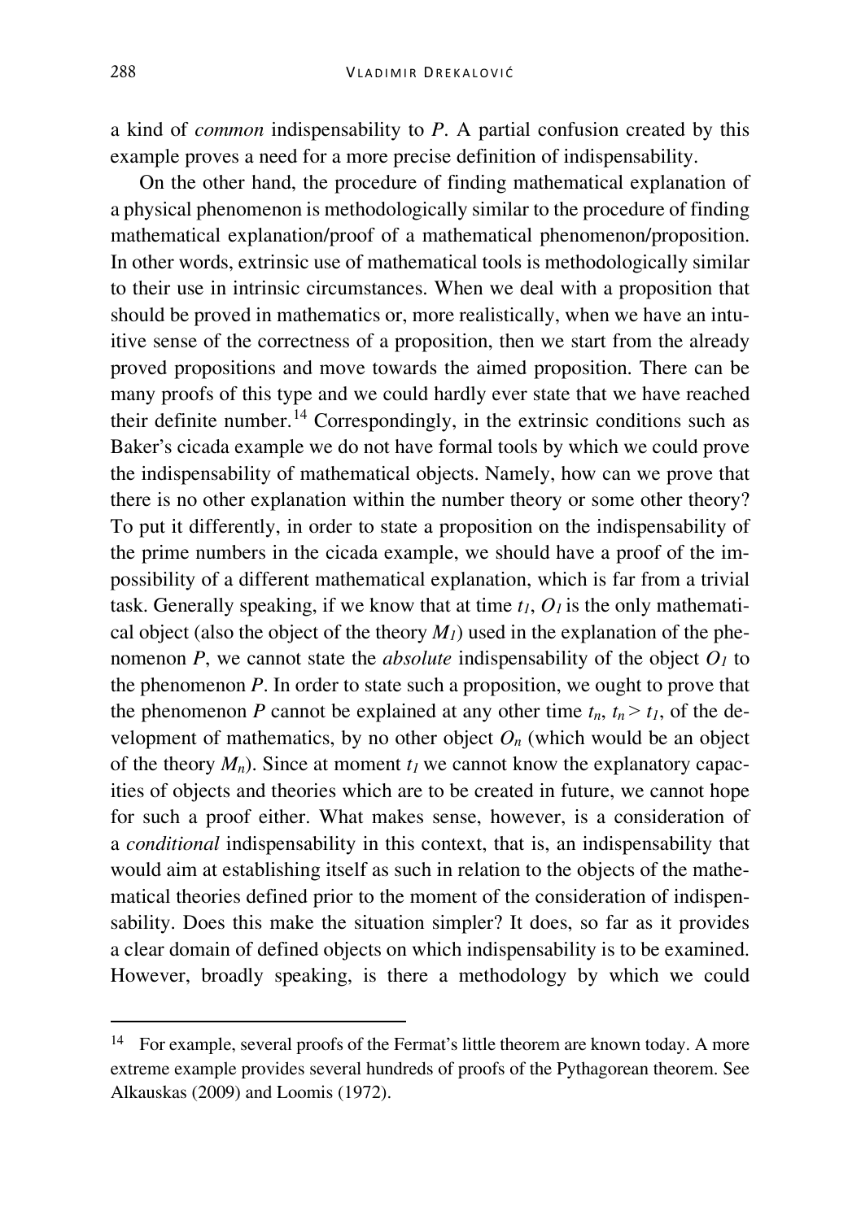a kind of *common* indispensability to *P*. A partial confusion created by this example proves a need for a more precise definition of indispensability.

On the other hand, the procedure of finding mathematical explanation of a physical phenomenon is methodologically similar to the procedure of finding mathematical explanation/proof of a mathematical phenomenon/proposition. In other words, extrinsic use of mathematical tools is methodologically similar to their use in intrinsic circumstances. When we deal with a proposition that should be proved in mathematics or, more realistically, when we have an intuitive sense of the correctness of a proposition, then we start from the already proved propositions and move towards the aimed proposition. There can be many proofs of this type and we could hardly ever state that we have reached their definite number.[14] Correspondingly, in the extrinsic conditions such as Baker's cicada example we do not have formal tools by which we could prove the indispensability of mathematical objects. Namely, how can we prove that there is no other explanation within the number theory or some other theory? To put it differently, in order to state a proposition on the indispensability of the prime numbers in the cicada example, we should have a proof of the impossibility of a different mathematical explanation, which is far from a trivial task. Generally speaking, if we know that at time $t_1$, $O_1$ is the only mathematical object (also the object of the theory $M_1$) used in the explanation of the phenomenon *P*, we cannot state the *absolute* indispensability of the object $O_1$ to the phenomenon *P*. In order to state such a proposition, we ought to prove that the phenomenon *P* cannot be explained at any other time $t_n$, $t_n > t_1$, of the development of mathematics, by no other object $O_n$ (which would be an object of the theory $M_n$). Since at moment $t_1$ we cannot know the explanatory capacities of objects and theories which are to be created in future, we cannot hope for such a proof either. What makes sense, however, is a consideration of a *conditional* indispensability in this context, that is, an indispensability that would aim at establishing itself as such in relation to the objects of the mathematical theories defined prior to the moment of the consideration of indispensability. Does this make the situation simpler? It does, so far as it provides a clear domain of defined objects on which indispensability is to be examined. However, broadly speaking, is there a methodology by which we could

[14] For example, several proofs of the Fermat's little theorem are known today. A more extreme example provides several hundreds of proofs of the Pythagorean theorem. See Alkauskas (2009) and Loomis (1972).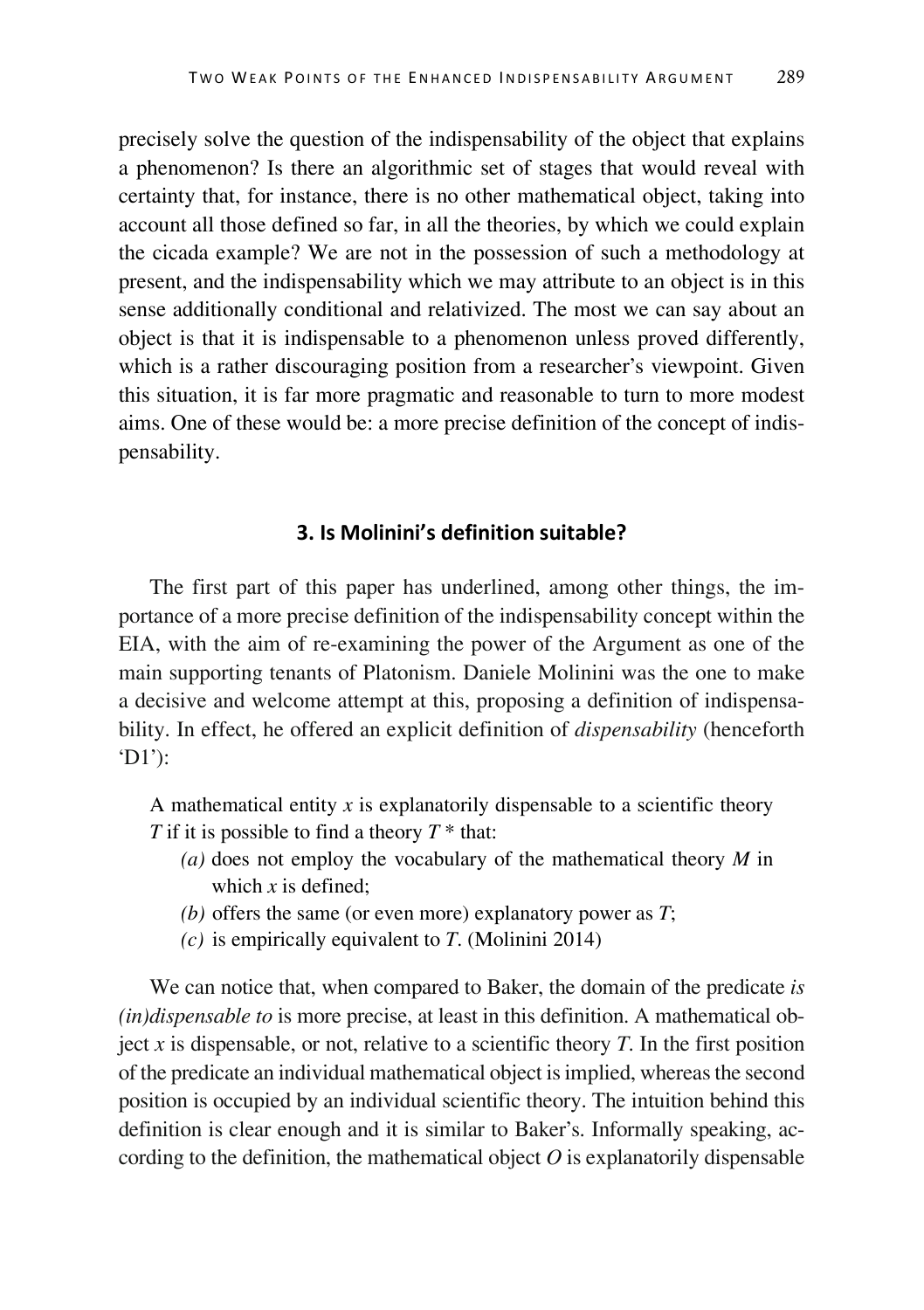precisely solve the question of the indispensability of the object that explains a phenomenon? Is there an algorithmic set of stages that would reveal with certainty that, for instance, there is no other mathematical object, taking into account all those defined so far, in all the theories, by which we could explain the cicada example? We are not in the possession of such a methodology at present, and the indispensability which we may attribute to an object is in this sense additionally conditional and relativized. The most we can say about an object is that it is indispensable to a phenomenon unless proved differently, which is a rather discouraging position from a researcher's viewpoint. Given this situation, it is far more pragmatic and reasonable to turn to more modest aims. One of these would be: a more precise definition of the concept of indispensability.

### 3. Is Molinini's definition suitable?

The first part of this paper has underlined, among other things, the importance of a more precise definition of the indispensability concept within the EIA, with the aim of re-examining the power of the Argument as one of the main supporting tenants of Platonism. Daniele Molinini was the one to make a decisive and welcome attempt at this, proposing a definition of indispensability. In effect, he offered an explicit definition of *dispensability* (henceforth 'D1'):

> A mathematical entity $x$ is explanatorily dispensable to a scientific theory $T$ if it is possible to find a theory $T^*$ that:
>
> *(a)* does not employ the vocabulary of the mathematical theory $M$ in which $x$ is defined;
>
> *(b)* offers the same (or even more) explanatory power as $T$;
>
> *(c)* is empirically equivalent to $T$. (Molinini 2014)

We can notice that, when compared to Baker, the domain of the predicate *is (in)dispensable to* is more precise, at least in this definition. A mathematical object $x$ is dispensable, or not, relative to a scientific theory $T$. In the first position of the predicate an individual mathematical object is implied, whereas the second position is occupied by an individual scientific theory. The intuition behind this definition is clear enough and it is similar to Baker's. Informally speaking, according to the definition, the mathematical object $O$ is explanatorily dispensable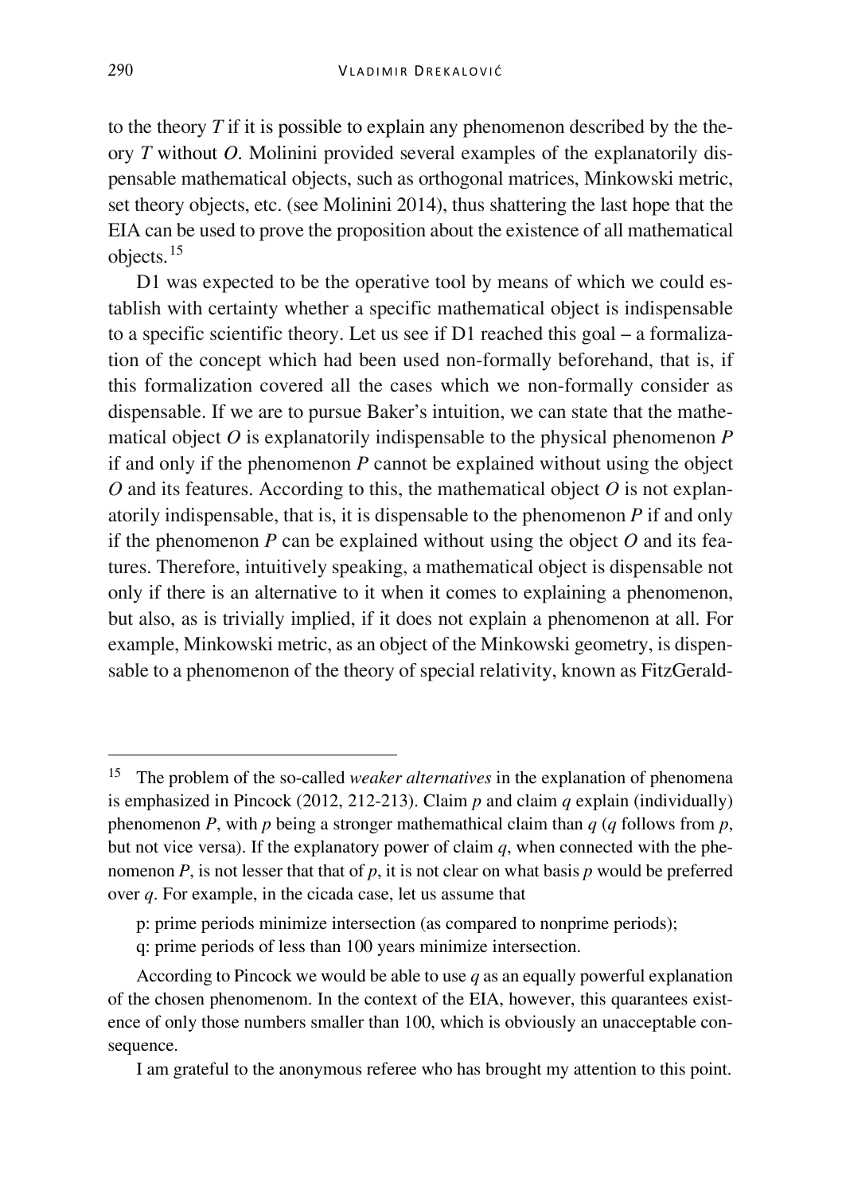to the theory *T* if it is possible to explain any phenomenon described by the theory *T* without *O*. Molinini provided several examples of the explanatorily dispensable mathematical objects, such as orthogonal matrices, Minkowski metric, set theory objects, etc. (see Molinini 2014), thus shattering the last hope that the EIA can be used to prove the proposition about the existence of all mathematical objects.[15]

D1 was expected to be the operative tool by means of which we could establish with certainty whether a specific mathematical object is indispensable to a specific scientific theory. Let us see if D1 reached this goal – a formalization of the concept which had been used non-formally beforehand, that is, if this formalization covered all the cases which we non-formally consider as dispensable. If we are to pursue Baker's intuition, we can state that the mathematical object *O* is explanatorily indispensable to the physical phenomenon *P* if and only if the phenomenon *P* cannot be explained without using the object *O* and its features. According to this, the mathematical object *O* is not explanatorily indispensable, that is, it is dispensable to the phenomenon *P* if and only if the phenomenon *P* can be explained without using the object *O* and its features. Therefore, intuitively speaking, a mathematical object is dispensable not only if there is an alternative to it when it comes to explaining a phenomenon, but also, as is trivially implied, if it does not explain a phenomenon at all. For example, Minkowski metric, as an object of the Minkowski geometry, is dispensable to a phenomenon of the theory of special relativity, known as FitzGerald-

---

[15] The problem of the so-called *weaker alternatives* in the explanation of phenomena is emphasized in Pincock (2012, 212-213). Claim *p* and claim *q* explain (individually) phenomenon *P*, with *p* being a stronger mathemathical claim than *q* (*q* follows from *p*, but not vice versa). If the explanatory power of claim *q*, when connected with the phenomenon *P*, is not lesser that that of *p*, it is not clear on what basis *p* would be preferred over *q*. For example, in the cicada case, let us assume that

p: prime periods minimize intersection (as compared to nonprime periods);

q: prime periods of less than 100 years minimize intersection.

According to Pincock we would be able to use *q* as an equally powerful explanation of the chosen phenomenom. In the context of the EIA, however, this quarantees existence of only those numbers smaller than 100, which is obviously an unacceptable consequence.

I am grateful to the anonymous referee who has brought my attention to this point.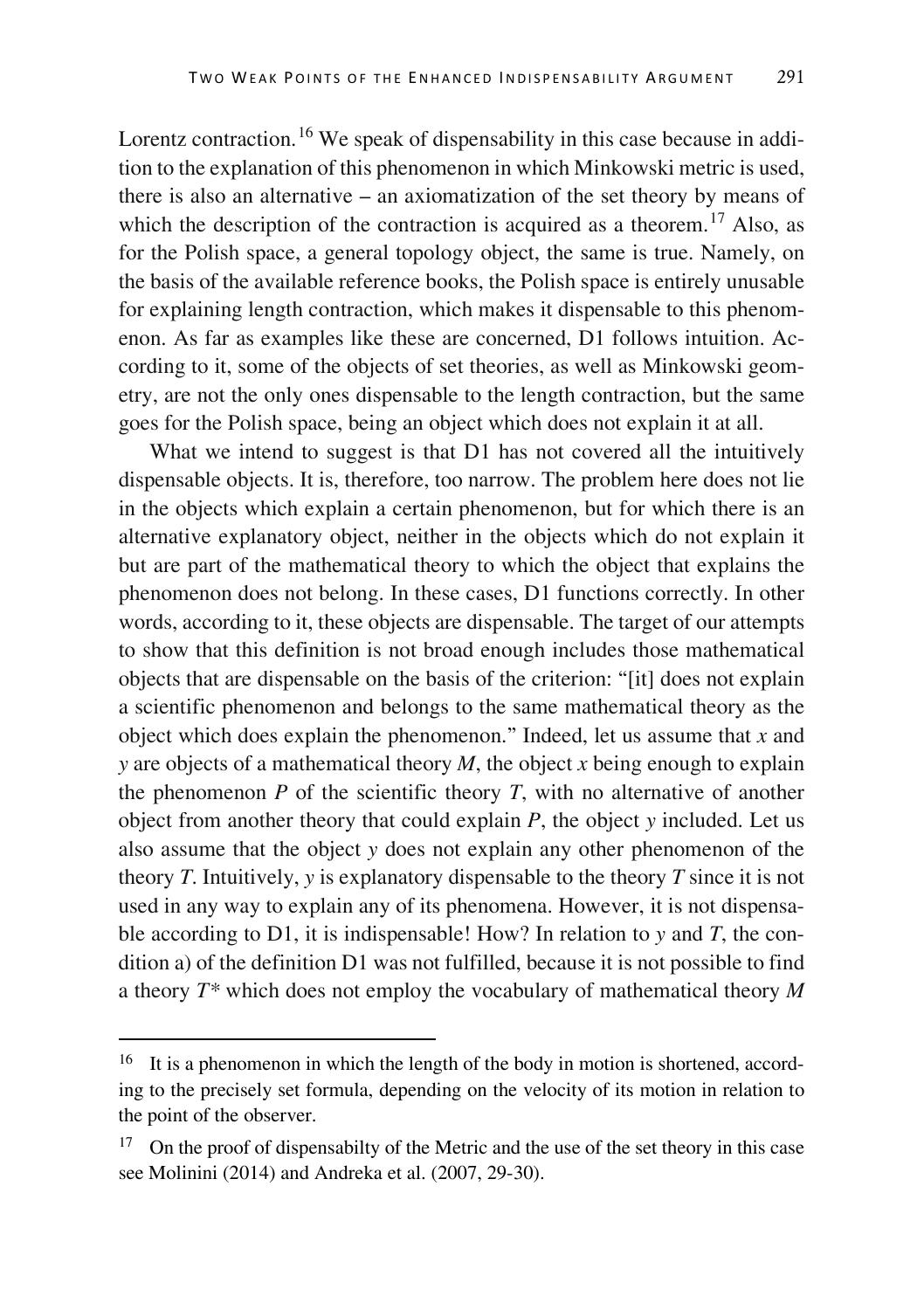Lorentz contraction.[16] We speak of dispensability in this case because in addition to the explanation of this phenomenon in which Minkowski metric is used, there is also an alternative – an axiomatization of the set theory by means of which the description of the contraction is acquired as a theorem.[17] Also, as for the Polish space, a general topology object, the same is true. Namely, on the basis of the available reference books, the Polish space is entirely unusable for explaining length contraction, which makes it dispensable to this phenomenon. As far as examples like these are concerned, D1 follows intuition. According to it, some of the objects of set theories, as well as Minkowski geometry, are not the only ones dispensable to the length contraction, but the same goes for the Polish space, being an object which does not explain it at all.

What we intend to suggest is that D1 has not covered all the intuitively dispensable objects. It is, therefore, too narrow. The problem here does not lie in the objects which explain a certain phenomenon, but for which there is an alternative explanatory object, neither in the objects which do not explain it but are part of the mathematical theory to which the object that explains the phenomenon does not belong. In these cases, D1 functions correctly. In other words, according to it, these objects are dispensable. The target of our attempts to show that this definition is not broad enough includes those mathematical objects that are dispensable on the basis of the criterion: "[it] does not explain a scientific phenomenon and belongs to the same mathematical theory as the object which does explain the phenomenon." Indeed, let us assume that $x$ and $y$ are objects of a mathematical theory $M$, the object $x$ being enough to explain the phenomenon $P$ of the scientific theory $T$, with no alternative of another object from another theory that could explain $P$, the object $y$ included. Let us also assume that the object $y$ does not explain any other phenomenon of the theory $T$. Intuitively, $y$ is explanatory dispensable to the theory $T$ since it is not used in any way to explain any of its phenomena. However, it is not dispensable according to D1, it is indispensable! How? In relation to $y$ and $T$, the condition a) of the definition D1 was not fulfilled, because it is not possible to find a theory $T^*$ which does not employ the vocabulary of mathematical theory $M$

[16] It is a phenomenon in which the length of the body in motion is shortened, according to the precisely set formula, depending on the velocity of its motion in relation to the point of the observer.

[17] On the proof of dispensabilty of the Metric and the use of the set theory in this case see Molinini (2014) and Andreka et al. (2007, 29-30).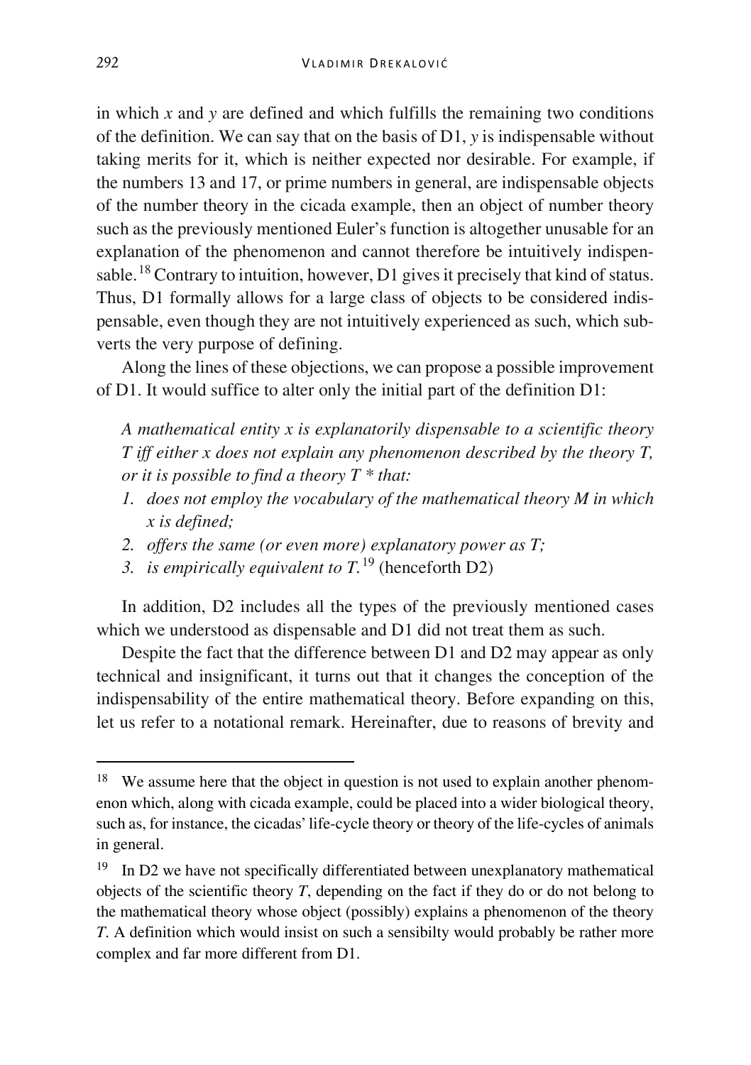in which $x$ and $y$ are defined and which fulfills the remaining two conditions of the definition. We can say that on the basis of D1, $y$ is indispensable without taking merits for it, which is neither expected nor desirable. For example, if the numbers 13 and 17, or prime numbers in general, are indispensable objects of the number theory in the cicada example, then an object of number theory such as the previously mentioned Euler's function is altogether unusable for an explanation of the phenomenon and cannot therefore be intuitively indispensable.[18] Contrary to intuition, however, D1 gives it precisely that kind of status. Thus, D1 formally allows for a large class of objects to be considered indispensable, even though they are not intuitively experienced as such, which subverts the very purpose of defining.

Along the lines of these objections, we can propose a possible improvement of D1. It would suffice to alter only the initial part of the definition D1:

> *A mathematical entity x is explanatorily dispensable to a scientific theory T iff either x does not explain any phenomenon described by the theory T, or it is possible to find a theory T \* that:*
>
> 1. *does not employ the vocabulary of the mathematical theory M in which x is defined;*
> 2. *offers the same (or even more) explanatory power as T;*
> 3. *is empirically equivalent to T.*[19] (henceforth D2)

In addition, D2 includes all the types of the previously mentioned cases which we understood as dispensable and D1 did not treat them as such.

Despite the fact that the difference between D1 and D2 may appear as only technical and insignificant, it turns out that it changes the conception of the indispensability of the entire mathematical theory. Before expanding on this, let us refer to a notational remark. Hereinafter, due to reasons of brevity and

---

[18] We assume here that the object in question is not used to explain another phenomenon which, along with cicada example, could be placed into a wider biological theory, such as, for instance, the cicadas' life-cycle theory or theory of the life-cycles of animals in general.

[19] In D2 we have not specifically differentiated between unexplanatory mathematical objects of the scientific theory *T*, depending on the fact if they do or do not belong to the mathematical theory whose object (possibly) explains a phenomenon of the theory *T*. A definition which would insist on such a sensibilty would probably be rather more complex and far more different from D1.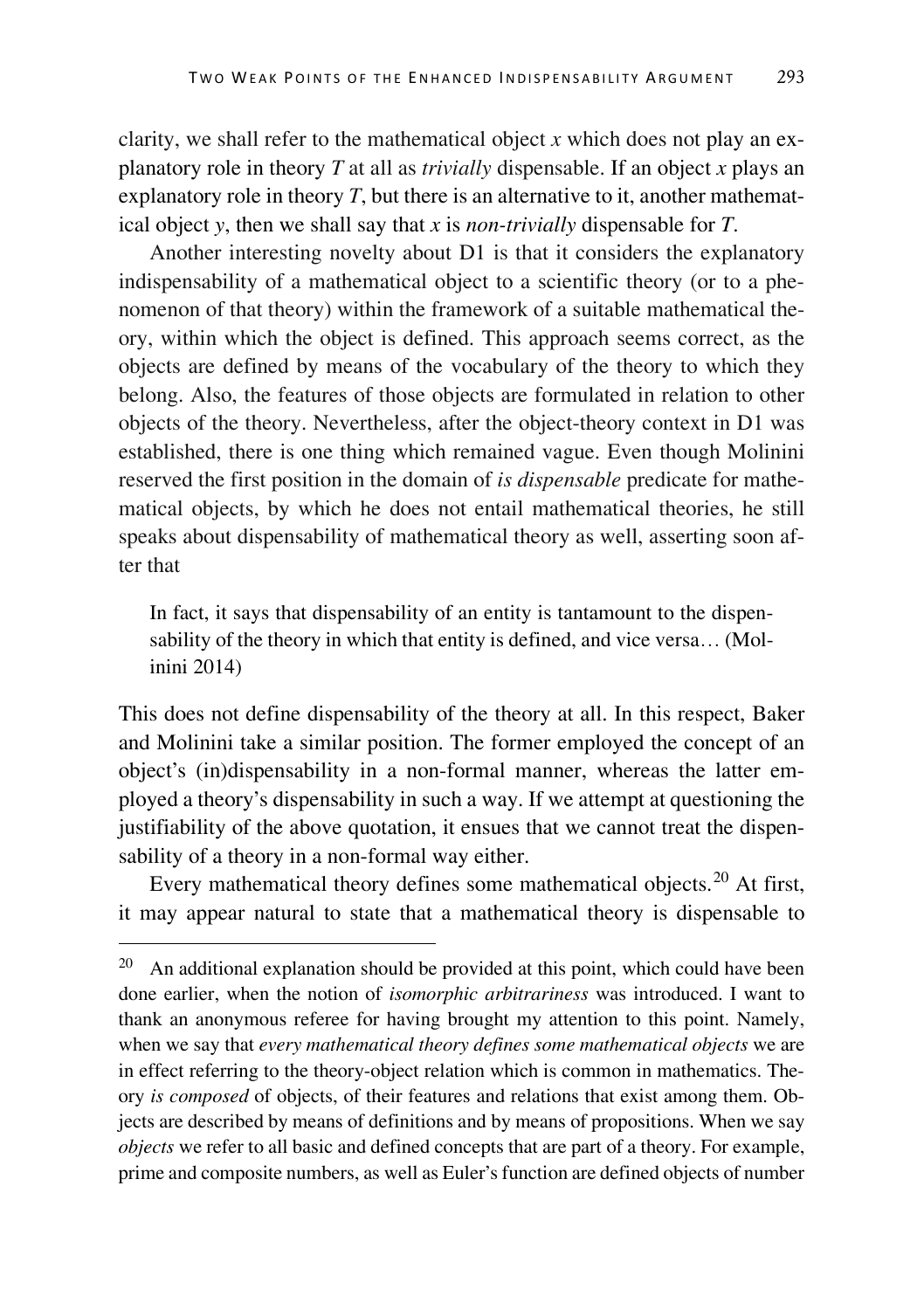clarity, we shall refer to the mathematical object $x$ which does not play an explanatory role in theory $T$ at all as *trivially* dispensable. If an object $x$ plays an explanatory role in theory $T$, but there is an alternative to it, another mathematical object $y$, then we shall say that $x$ is *non-trivially* dispensable for $T$.

Another interesting novelty about D1 is that it considers the explanatory indispensability of a mathematical object to a scientific theory (or to a phenomenon of that theory) within the framework of a suitable mathematical theory, within which the object is defined. This approach seems correct, as the objects are defined by means of the vocabulary of the theory to which they belong. Also, the features of those objects are formulated in relation to other objects of the theory. Nevertheless, after the object-theory context in D1 was established, there is one thing which remained vague. Even though Molinini reserved the first position in the domain of *is dispensable* predicate for mathematical objects, by which he does not entail mathematical theories, he still speaks about dispensability of mathematical theory as well, asserting soon after that

> In fact, it says that dispensability of an entity is tantamount to the dispensability of the theory in which that entity is defined, and vice versa… (Molinini 2014)

This does not define dispensability of the theory at all. In this respect, Baker and Molinini take a similar position. The former employed the concept of an object's (in)dispensability in a non-formal manner, whereas the latter employed a theory's dispensability in such a way. If we attempt at questioning the justifiability of the above quotation, it ensues that we cannot treat the dispensability of a theory in a non-formal way either.

Every mathematical theory defines some mathematical objects.[20] At first, it may appear natural to state that a mathematical theory is dispensable to

[20] An additional explanation should be provided at this point, which could have been done earlier, when the notion of *isomorphic arbitrariness* was introduced. I want to thank an anonymous referee for having brought my attention to this point. Namely, when we say that *every mathematical theory defines some mathematical objects* we are in effect referring to the theory-object relation which is common in mathematics. Theory *is composed* of objects, of their features and relations that exist among them. Objects are described by means of definitions and by means of propositions. When we say *objects* we refer to all basic and defined concepts that are part of a theory. For example, prime and composite numbers, as well as Euler's function are defined objects of number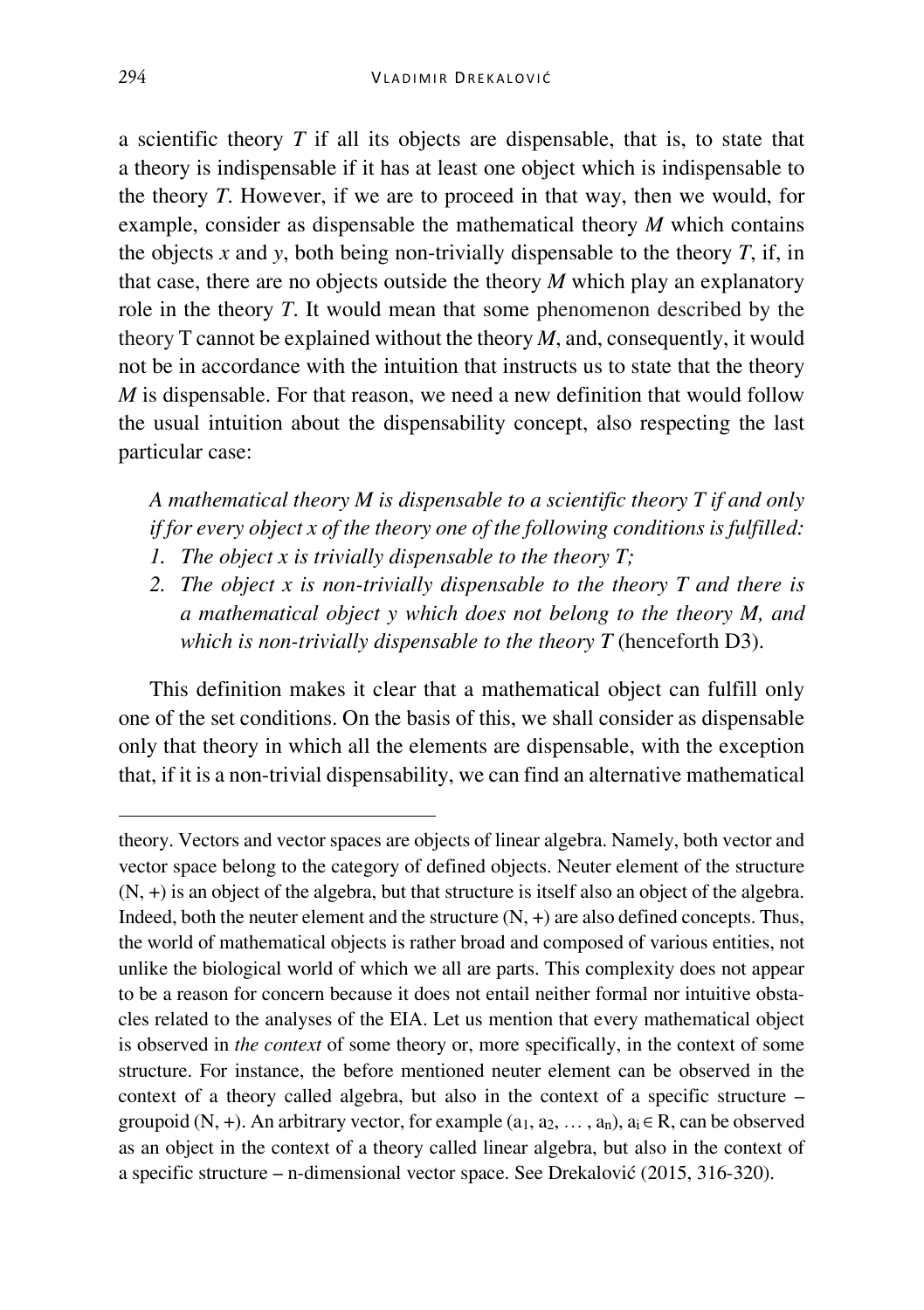a scientific theory *T* if all its objects are dispensable, that is, to state that a theory is indispensable if it has at least one object which is indispensable to the theory *T*. However, if we are to proceed in that way, then we would, for example, consider as dispensable the mathematical theory *M* which contains the objects *x* and *y*, both being non-trivially dispensable to the theory *T*, if, in that case, there are no objects outside the theory *M* which play an explanatory role in the theory *T*. It would mean that some phenomenon described by the theory T cannot be explained without the theory *M*, and, consequently, it would not be in accordance with the intuition that instructs us to state that the theory *M* is dispensable. For that reason, we need a new definition that would follow the usual intuition about the dispensability concept, also respecting the last particular case:

> *A mathematical theory M is dispensable to a scientific theory T if and only if for every object x of the theory one of the following conditions is fulfilled:*
> 1. *The object x is trivially dispensable to the theory T;*
> 2. *The object x is non-trivially dispensable to the theory T and there is a mathematical object y which does not belong to the theory M, and which is non-trivially dispensable to the theory T* (henceforth D3).

This definition makes it clear that a mathematical object can fulfill only one of the set conditions. On the basis of this, we shall consider as dispensable only that theory in which all the elements are dispensable, with the exception that, if it is a non-trivial dispensability, we can find an alternative mathematical

---

theory. Vectors and vector spaces are objects of linear algebra. Namely, both vector and vector space belong to the category of defined objects. Neuter element of the structure (N, +) is an object of the algebra, but that structure is itself also an object of the algebra. Indeed, both the neuter element and the structure (N, +) are also defined concepts. Thus, the world of mathematical objects is rather broad and composed of various entities, not unlike the biological world of which we all are parts. This complexity does not appear to be a reason for concern because it does not entail neither formal nor intuitive obstacles related to the analyses of the EIA. Let us mention that every mathematical object is observed in *the context* of some theory or, more specifically, in the context of some structure. For instance, the before mentioned neuter element can be observed in the context of a theory called algebra, but also in the context of a specific structure – groupoid (N, +). An arbitrary vector, for example $(a_1, a_2, \dots, a_n)$, $a_i \in R$, can be observed as an object in the context of a theory called linear algebra, but also in the context of a specific structure – n-dimensional vector space. See Drekalović (2015, 316-320).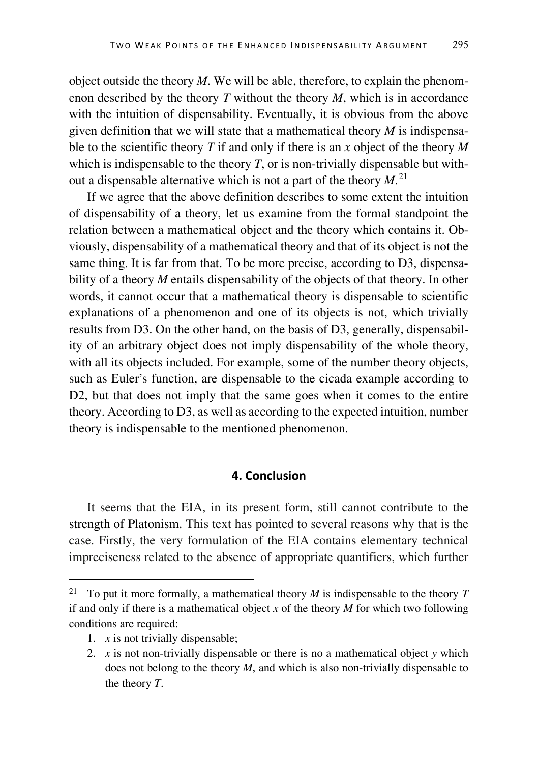object outside the theory *M*. We will be able, therefore, to explain the phenomenon described by the theory *T* without the theory *M*, which is in accordance with the intuition of dispensability. Eventually, it is obvious from the above given definition that we will state that a mathematical theory *M* is indispensable to the scientific theory *T* if and only if there is an *x* object of the theory *M* which is indispensable to the theory *T*, or is non-trivially dispensable but without a dispensable alternative which is not a part of the theory *M*.[21]

If we agree that the above definition describes to some extent the intuition of dispensability of a theory, let us examine from the formal standpoint the relation between a mathematical object and the theory which contains it. Obviously, dispensability of a mathematical theory and that of its object is not the same thing. It is far from that. To be more precise, according to D3, dispensability of a theory *M* entails dispensability of the objects of that theory. In other words, it cannot occur that a mathematical theory is dispensable to scientific explanations of a phenomenon and one of its objects is not, which trivially results from D3. On the other hand, on the basis of D3, generally, dispensability of an arbitrary object does not imply dispensability of the whole theory, with all its objects included. For example, some of the number theory objects, such as Euler's function, are dispensable to the cicada example according to D2, but that does not imply that the same goes when it comes to the entire theory. According to D3, as well as according to the expected intuition, number theory is indispensable to the mentioned phenomenon.

## 4. Conclusion

It seems that the EIA, in its present form, still cannot contribute to the strength of Platonism. This text has pointed to several reasons why that is the case. Firstly, the very formulation of the EIA contains elementary technical impreciseness related to the absence of appropriate quantifiers, which further

---

[21] To put it more formally, a mathematical theory *M* is indispensable to the theory *T* if and only if there is a mathematical object *x* of the theory *M* for which two following conditions are required:

1. *x* is not trivially dispensable;
2. *x* is not non-trivially dispensable or there is no a mathematical object *y* which does not belong to the theory *M*, and which is also non-trivially dispensable to the theory *T*.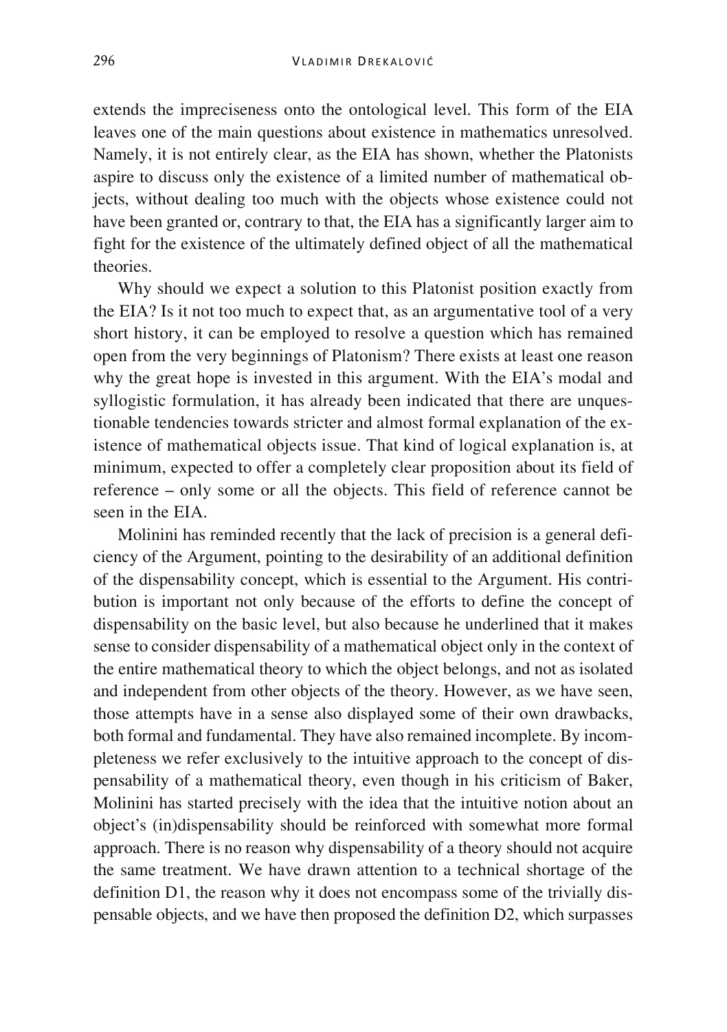extends the impreciseness onto the ontological level. This form of the EIA leaves one of the main questions about existence in mathematics unresolved. Namely, it is not entirely clear, as the EIA has shown, whether the Platonists aspire to discuss only the existence of a limited number of mathematical objects, without dealing too much with the objects whose existence could not have been granted or, contrary to that, the EIA has a significantly larger aim to fight for the existence of the ultimately defined object of all the mathematical theories.

Why should we expect a solution to this Platonist position exactly from the EIA? Is it not too much to expect that, as an argumentative tool of a very short history, it can be employed to resolve a question which has remained open from the very beginnings of Platonism? There exists at least one reason why the great hope is invested in this argument. With the EIA's modal and syllogistic formulation, it has already been indicated that there are unquestionable tendencies towards stricter and almost formal explanation of the existence of mathematical objects issue. That kind of logical explanation is, at minimum, expected to offer a completely clear proposition about its field of reference – only some or all the objects. This field of reference cannot be seen in the EIA.

Molinini has reminded recently that the lack of precision is a general deficiency of the Argument, pointing to the desirability of an additional definition of the dispensability concept, which is essential to the Argument. His contribution is important not only because of the efforts to define the concept of dispensability on the basic level, but also because he underlined that it makes sense to consider dispensability of a mathematical object only in the context of the entire mathematical theory to which the object belongs, and not as isolated and independent from other objects of the theory. However, as we have seen, those attempts have in a sense also displayed some of their own drawbacks, both formal and fundamental. They have also remained incomplete. By incompleteness we refer exclusively to the intuitive approach to the concept of dispensability of a mathematical theory, even though in his criticism of Baker, Molinini has started precisely with the idea that the intuitive notion about an object's (in)dispensability should be reinforced with somewhat more formal approach. There is no reason why dispensability of a theory should not acquire the same treatment. We have drawn attention to a technical shortage of the definition D1, the reason why it does not encompass some of the trivially dispensable objects, and we have then proposed the definition D2, which surpasses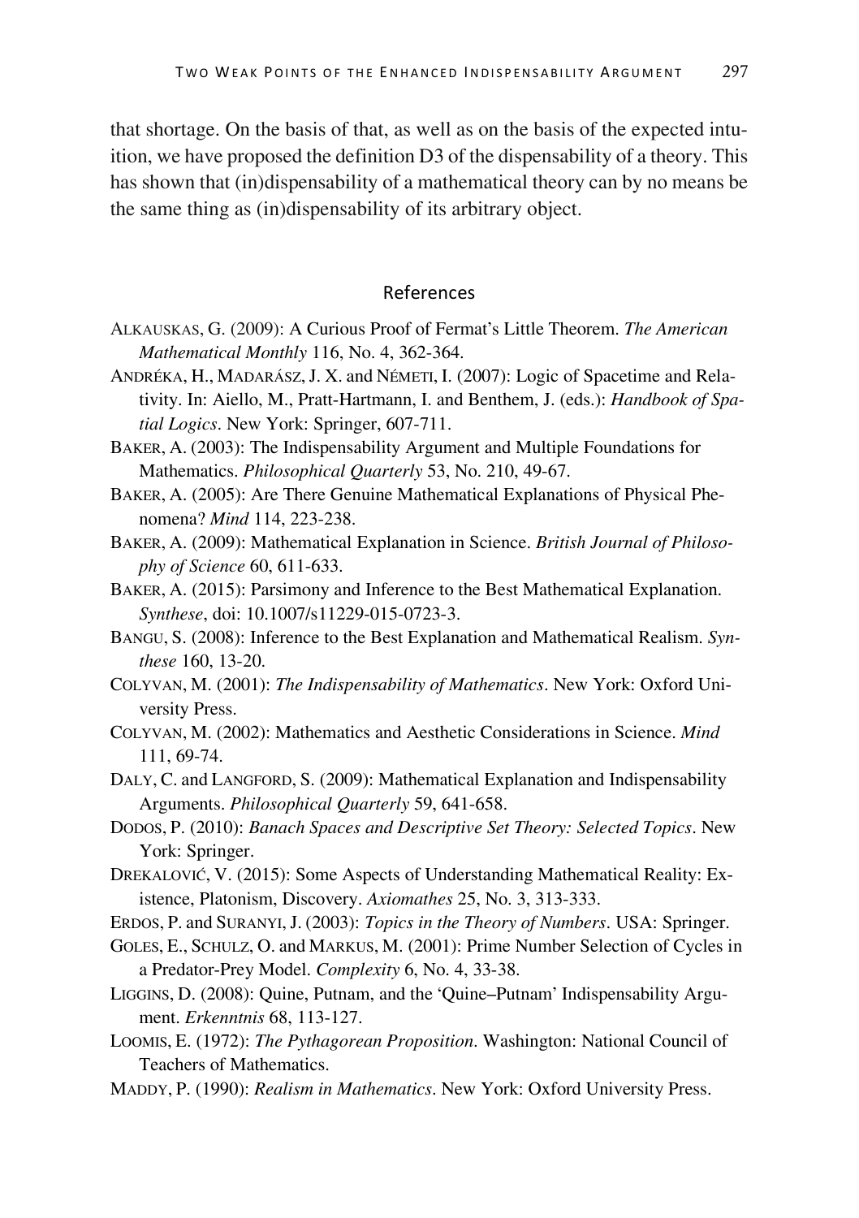that shortage. On the basis of that, as well as on the basis of the expected intuition, we have proposed the definition D3 of the dispensability of a theory. This has shown that (in)dispensability of a mathematical theory can by no means be the same thing as (in)dispensability of its arbitrary object.

## References

ALKAUSKAS, G. (2009): A Curious Proof of Fermat's Little Theorem. *The American Mathematical Monthly* 116, No. 4, 362-364.

ANDRÉKA, H., MADARÁSZ, J. X. and NÉMETI, I. (2007): Logic of Spacetime and Relativity. In: Aiello, M., Pratt-Hartmann, I. and Benthem, J. (eds.): *Handbook of Spatial Logics*. New York: Springer, 607-711.

BAKER, A. (2003): The Indispensability Argument and Multiple Foundations for Mathematics. *Philosophical Quarterly* 53, No. 210, 49-67.

BAKER, A. (2005): Are There Genuine Mathematical Explanations of Physical Phenomena? *Mind* 114, 223-238.

BAKER, A. (2009): Mathematical Explanation in Science. *British Journal of Philosophy of Science* 60, 611-633.

BAKER, A. (2015): Parsimony and Inference to the Best Mathematical Explanation. *Synthese*, doi: 10.1007/s11229-015-0723-3.

BANGU, S. (2008): Inference to the Best Explanation and Mathematical Realism. *Synthese* 160, 13-20.

COLYVAN, M. (2001): *The Indispensability of Mathematics*. New York: Oxford University Press.

COLYVAN, M. (2002): Mathematics and Aesthetic Considerations in Science. *Mind* 111, 69-74.

DALY, C. and LANGFORD, S. (2009): Mathematical Explanation and Indispensability Arguments. *Philosophical Quarterly* 59, 641-658.

DODOS, P. (2010): *Banach Spaces and Descriptive Set Theory: Selected Topics*. New York: Springer.

DREKALOVIĆ, V. (2015): Some Aspects of Understanding Mathematical Reality: Existence, Platonism, Discovery. *Axiomathes* 25, No. 3, 313-333.

ERDOS, P. and SURANYI, J. (2003): *Topics in the Theory of Numbers*. USA: Springer.

GOLES, E., SCHULZ, O. and MARKUS, M. (2001): Prime Number Selection of Cycles in a Predator-Prey Model. *Complexity* 6, No. 4, 33-38.

LIGGINS, D. (2008): Quine, Putnam, and the 'Quine–Putnam' Indispensability Argument. *Erkenntnis* 68, 113-127.

LOOMIS, E. (1972): *The Pythagorean Proposition*. Washington: National Council of Teachers of Mathematics.

MADDY, P. (1990): *Realism in Mathematics*. New York: Oxford University Press.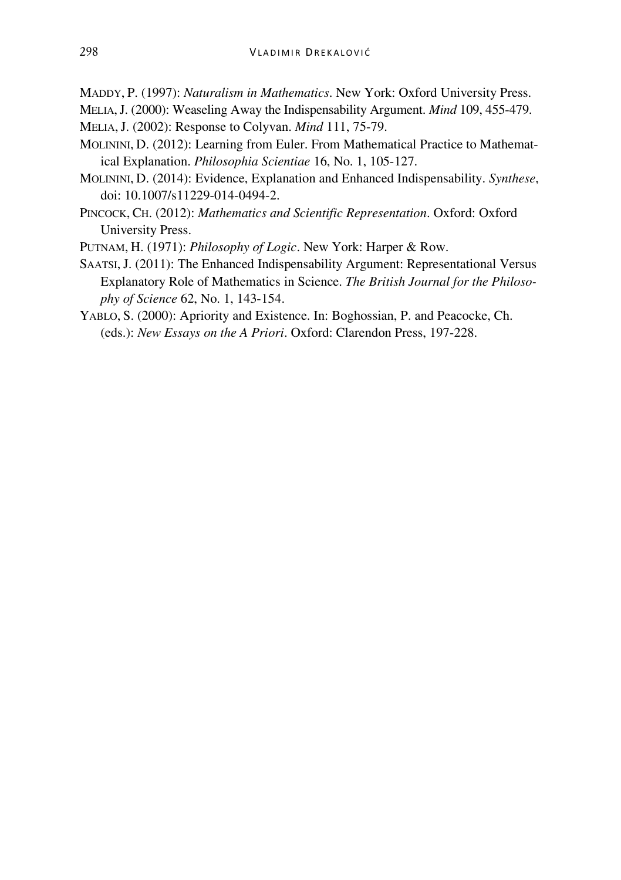MADDY, P. (1997): *Naturalism in Mathematics*. New York: Oxford University Press.

MELIA, J. (2000): Weaseling Away the Indispensability Argument. *Mind* 109, 455-479.

MELIA, J. (2002): Response to Colyvan. *Mind* 111, 75-79.

MOLININI, D. (2012): Learning from Euler. From Mathematical Practice to Mathematical Explanation. *Philosophia Scientiae* 16, No. 1, 105-127.

MOLININI, D. (2014): Evidence, Explanation and Enhanced Indispensability. *Synthese*, doi: 10.1007/s11229-014-0494-2.

PINCOCK, CH. (2012): *Mathematics and Scientific Representation*. Oxford: Oxford University Press.

PUTNAM, H. (1971): *Philosophy of Logic*. New York: Harper & Row.

SAATSI, J. (2011): The Enhanced Indispensability Argument: Representational Versus Explanatory Role of Mathematics in Science. *The British Journal for the Philosophy of Science* 62, No. 1, 143-154.

YABLO, S. (2000): Apriority and Existence. In: Boghossian, P. and Peacocke, Ch. (eds.): *New Essays on the A Priori*. Oxford: Clarendon Press, 197-228.